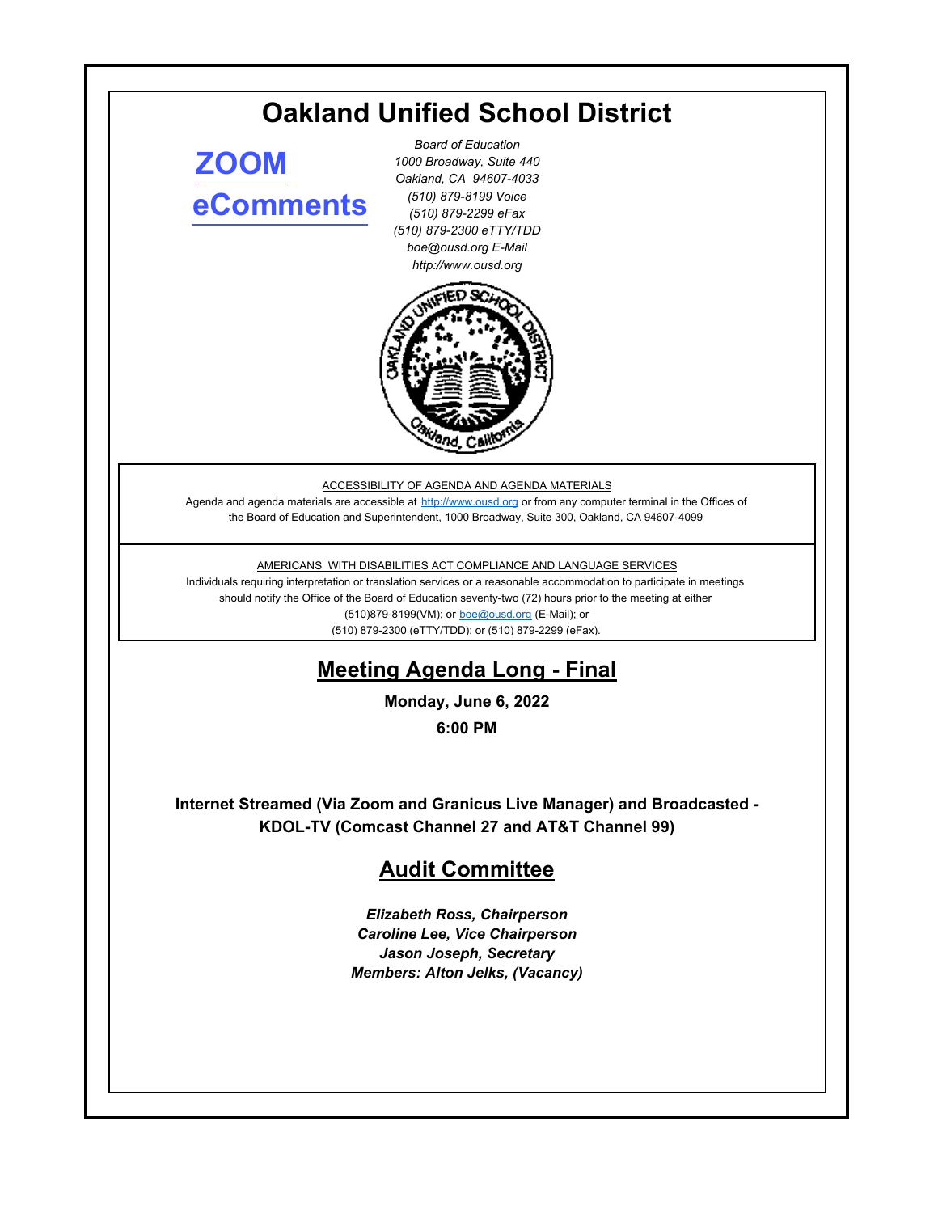# Oakland Unified School District

**ZOOM**

**eComments**

*Board of Education*
*1000 Broadway, Suite 440*
*Oakland, CA 94607-4033*
*(510) 879-8199 Voice*
*(510) 879-2299 eFax*
*(510) 879-2300 eTTY/TDD*
*boe@ousd.org E-Mail*
*http://www.ousd.org*

ACCESSIBILITY OF AGENDA AND AGENDA MATERIALS

Agenda and agenda materials are accessible at http://www.ousd.org or from any computer terminal in the Offices of the Board of Education and Superintendent, 1000 Broadway, Suite 300, Oakland, CA 94607-4099

AMERICANS WITH DISABILITIES ACT COMPLIANCE AND LANGUAGE SERVICES

Individuals requiring interpretation or translation services or a reasonable accommodation to participate in meetings should notify the Office of the Board of Education seventy-two (72) hours prior to the meeting at either (510)879-8199(VM); or boe@ousd.org (E-Mail); or (510) 879-2300 (eTTY/TDD); or (510) 879-2299 (eFax).

## Meeting Agenda Long - Final

**Monday, June 6, 2022**

**6:00 PM**

**Internet Streamed (Via Zoom and Granicus Live Manager) and Broadcasted - KDOL-TV (Comcast Channel 27 and AT&T Channel 99)**

## Audit Committee

***Elizabeth Ross, Chairperson***
***Caroline Lee, Vice Chairperson***
***Jason Joseph, Secretary***
***Members: Alton Jelks, (Vacancy)***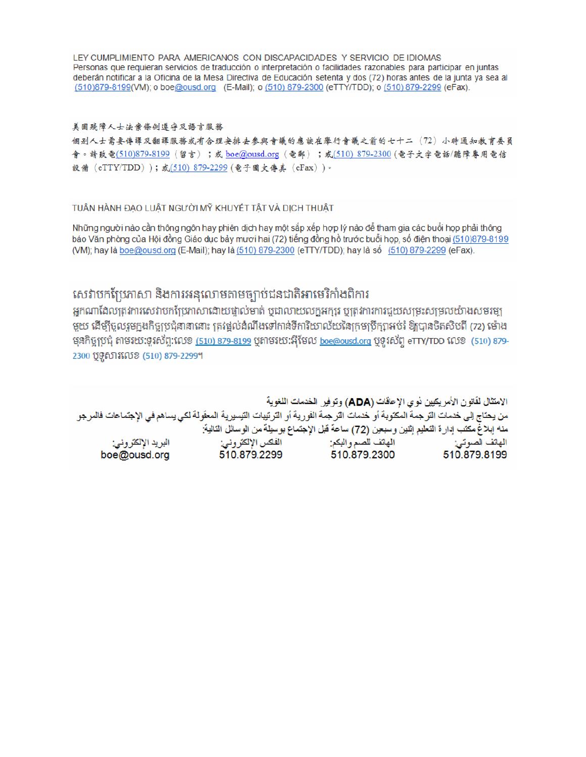LEY CUMPLIMIENTO PARA AMERICANOS CON DISCAPACIDADES Y SERVICIO DE IDIOMAS

Personas que requieran servicios de traducción o interpretación o facilidades razonables para participar en juntas deberán notificar a la Oficina de la Mesa Directiva de Educación setenta y dos (72) horas antes de la junta ya sea al (510)879-8199(VM); o boe@ousd.org (E-Mail); o (510) 879-2300 (eTTY/TDD); o (510) 879-2299 (eFax).

美国残障人士法案條例遵守及語言服務

個別人士需要傳譯及翻譯服務或有合理安排去參與會議的應該在舉行會議之前的七十二（72）小時通知教育委員會。請致電(510)879-8199（留言）；或 boe@ousd.org（電郵）；或(510) 879-2300（電子文字電話/聽障專用電信設備（eTTY/TDD））；或(510) 879-2299（電子圖文傳真（eFax））。

TUÂN HÀNH ĐẠO LUẬT NGƯỜI MỸ KHUYẾT TẬT VÀ DỊCH THUẬT

Những người nào cần thông ngôn hay phiên dịch hay một sắp xếp hợp lý nào để tham gia các buổi họp phải thông báo Văn phòng của Hội đồng Giáo dục bảy mươi hai (72) tiếng đồng hồ trước buổi họp, số điện thoại (510)879-8199 (VM); hay là boe@ousd.org (E-Mail); hay là (510) 879-2300 (eTTY/TDD); hay là số (510) 879-2299 (eFax).

សេវាបកប្រែភាសា និងការអនុលោមតាមច្បាប់ជនជាតិអាមេរិកាំងពិការ

អ្នកណាដែលត្រូវការសេវាបកប្រែភាសាដោយផ្ទាល់មាត់ ឬជាលាយលក្ខអក្សរ ឬត្រូវការការជួយសម្រះសម្រួលយ៉ាងសមរម្យមួយ ដើម្បីចូលរួមក្នុងកិច្ចប្រជុំនានានោះ ត្រូវផ្តល់ដំណឹងទៅកាន់ទីការិយាល័យនៃក្រុមប្រឹក្សាអប់រំ ឱ្យបានចិតសិបពី (72) ម៉ោង មុនកិច្ចប្រជុំ តាមរយៈទូរស័ព្ទ:លេខ (510) 879-8199 ឬតាមរយៈអ៊ីមែល boe@ousd.org ឬទូរស័ព្ទ eTTY/TDD លេខ (510) 879-2300 ឬទូសារលេខ (510) 879-2299។

الامتثال لقانون الأمريكيين ذوي الإعاقات (ADA) وتوفير الخدمات اللغوية

من يحتاج إلى خدمات الترجمة المكتوبة أو خدمات الترجمة الفورية أو الترتيبات التيسيرية المعقولة لكي يساهم في الإجتماعات فالمرجو منه إبلاغ مكتب إدارة التعليم إثنين وسبعين (72) ساعة قبل الإجتماع بوسيلة من الوسائل التالية:

| الهاتف الصوتي: | الهاتف للصم والبكم: | الفاكس الإلكتروني: | البريد الإلكتروني: |
| --- | --- | --- | --- |
| 510.879.8199 | 510.879.2300 | 510.879.2299 | boe@ousd.org |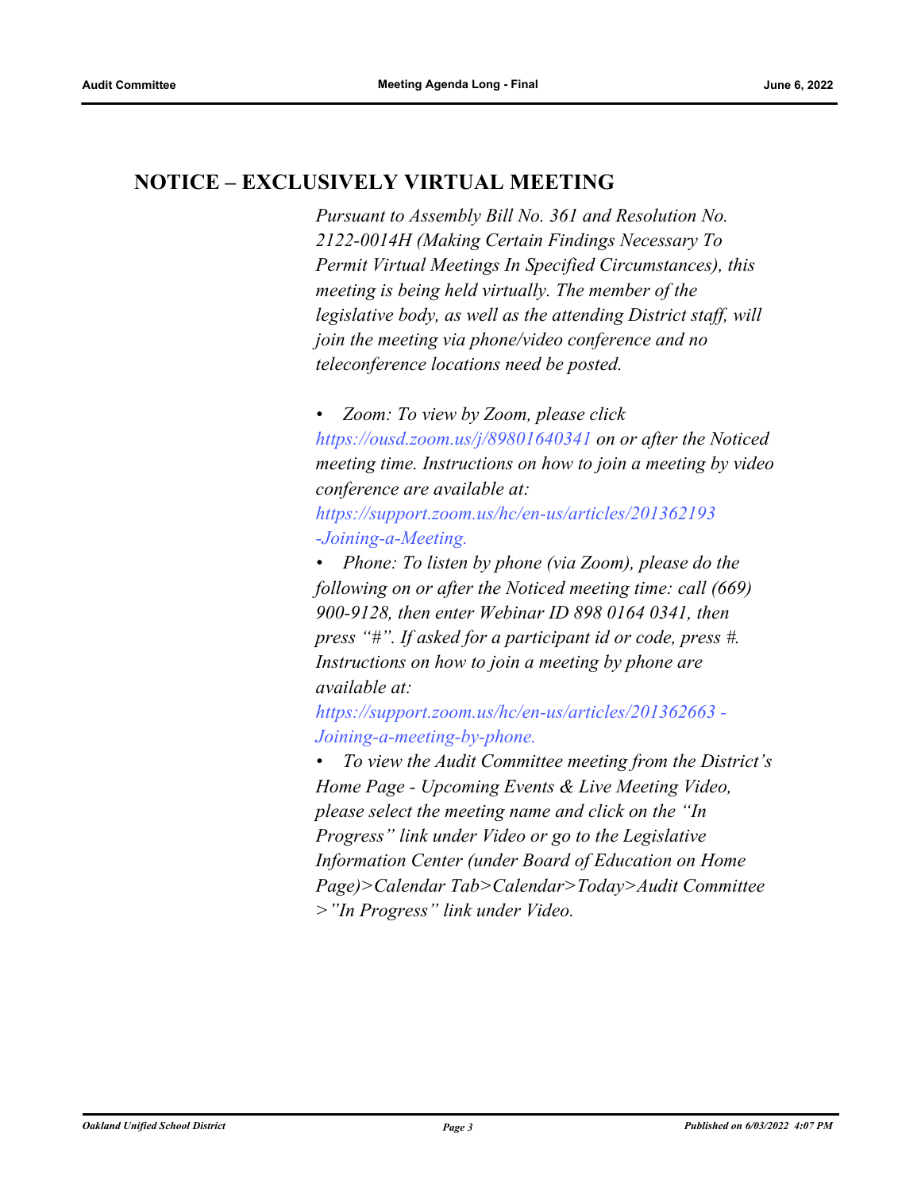## NOTICE – EXCLUSIVELY VIRTUAL MEETING

*Pursuant to Assembly Bill No. 361 and Resolution No. 2122-0014H (Making Certain Findings Necessary To Permit Virtual Meetings In Specified Circumstances), this meeting is being held virtually. The member of the legislative body, as well as the attending District staff, will join the meeting via phone/video conference and no teleconference locations need be posted.*

- *Zoom: To view by Zoom, please click https://ousd.zoom.us/j/89801640341 on or after the Noticed meeting time. Instructions on how to join a meeting by video conference are available at: https://support.zoom.us/hc/en-us/articles/201362193-Joining-a-Meeting.*
- *Phone: To listen by phone (via Zoom), please do the following on or after the Noticed meeting time: call (669) 900-9128, then enter Webinar ID 898 0164 0341, then press "#". If asked for a participant id or code, press #. Instructions on how to join a meeting by phone are available at: https://support.zoom.us/hc/en-us/articles/201362663 - Joining-a-meeting-by-phone.*
- *To view the Audit Committee meeting from the District's Home Page - Upcoming Events & Live Meeting Video, please select the meeting name and click on the "In Progress" link under Video or go to the Legislative Information Center (under Board of Education on Home Page)>Calendar Tab>Calendar>Today>Audit Committee >"In Progress" link under Video.*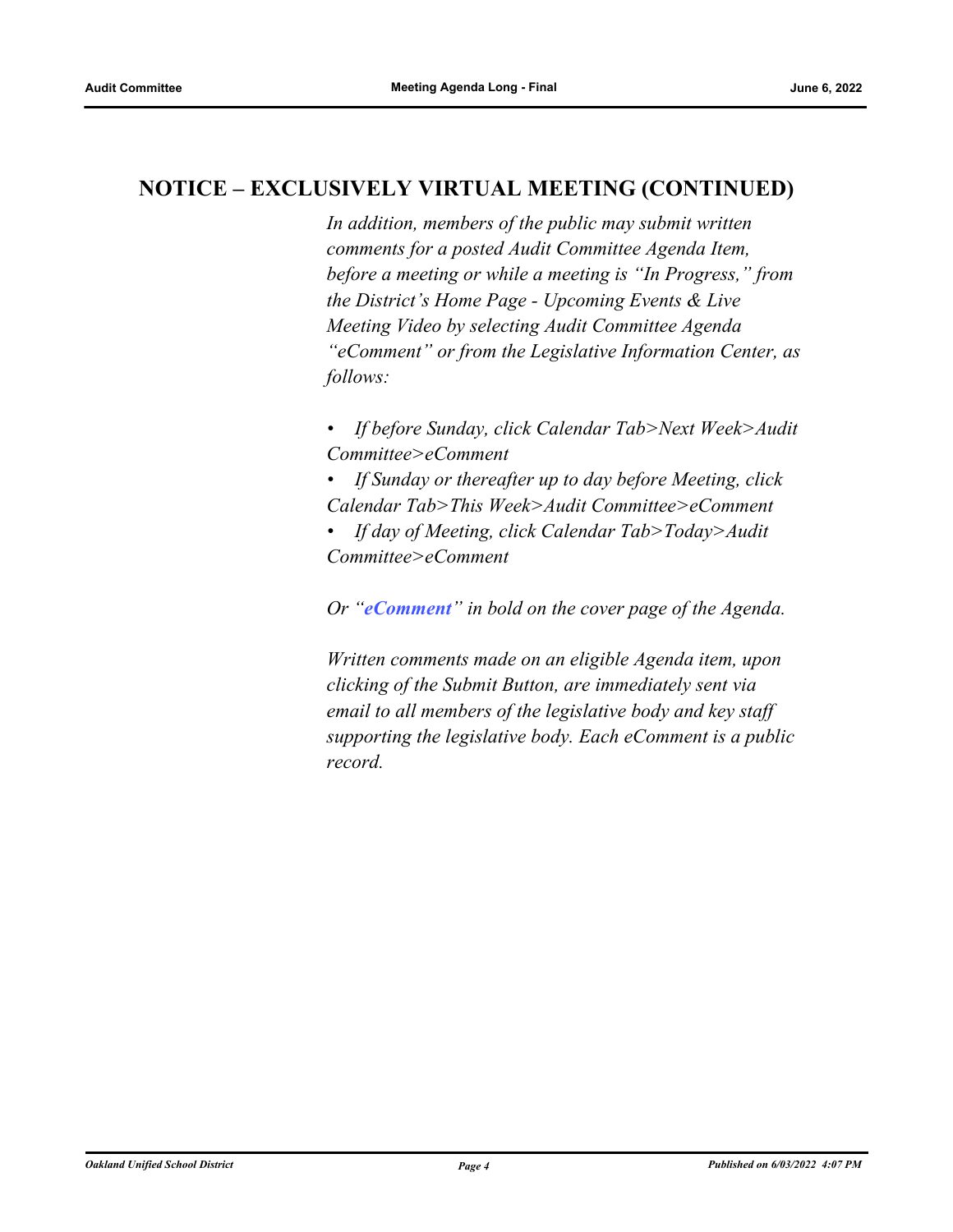## NOTICE – EXCLUSIVELY VIRTUAL MEETING (CONTINUED)

*In addition, members of the public may submit written comments for a posted Audit Committee Agenda Item, before a meeting or while a meeting is "In Progress," from the District's Home Page - Upcoming Events & Live Meeting Video by selecting Audit Committee Agenda "eComment" or from the Legislative Information Center, as follows:*

- *If before Sunday, click Calendar Tab>Next Week>Audit Committee>eComment*
- *If Sunday or thereafter up to day before Meeting, click Calendar Tab>This Week>Audit Committee>eComment*
- *If day of Meeting, click Calendar Tab>Today>Audit Committee>eComment*

*Or "**eComment**" in bold on the cover page of the Agenda.*

*Written comments made on an eligible Agenda item, upon clicking of the Submit Button, are immediately sent via email to all members of the legislative body and key staff supporting the legislative body. Each eComment is a public record.*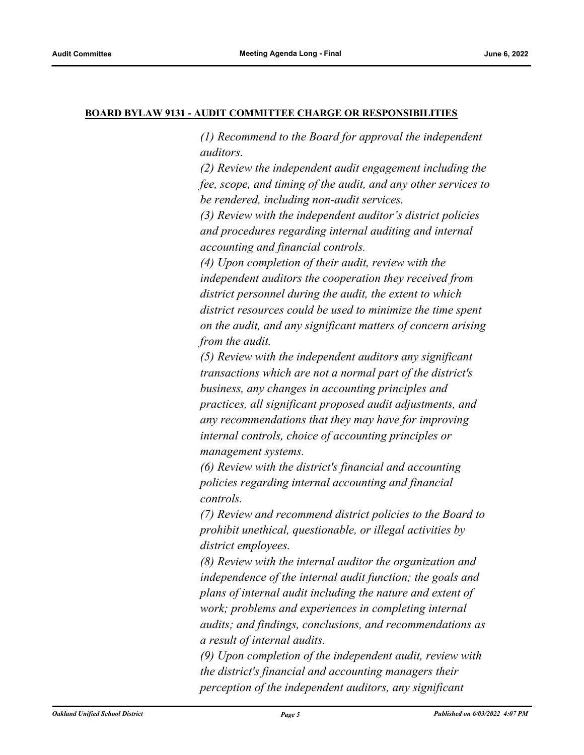**BOARD BYLAW 9131 - AUDIT COMMITTEE CHARGE OR RESPONSIBILITIES**

*(1) Recommend to the Board for approval the independent auditors.*
*(2) Review the independent audit engagement including the fee, scope, and timing of the audit, and any other services to be rendered, including non-audit services.*
*(3) Review with the independent auditor's district policies and procedures regarding internal auditing and internal accounting and financial controls.*
*(4) Upon completion of their audit, review with the independent auditors the cooperation they received from district personnel during the audit, the extent to which district resources could be used to minimize the time spent on the audit, and any significant matters of concern arising from the audit.*
*(5) Review with the independent auditors any significant transactions which are not a normal part of the district's business, any changes in accounting principles and practices, all significant proposed audit adjustments, and any recommendations that they may have for improving internal controls, choice of accounting principles or management systems.*
*(6) Review with the district's financial and accounting policies regarding internal accounting and financial controls.*
*(7) Review and recommend district policies to the Board to prohibit unethical, questionable, or illegal activities by district employees.*
*(8) Review with the internal auditor the organization and independence of the internal audit function; the goals and plans of internal audit including the nature and extent of work; problems and experiences in completing internal audits; and findings, conclusions, and recommendations as a result of internal audits.*
*(9) Upon completion of the independent audit, review with the district's financial and accounting managers their perception of the independent auditors, any significant*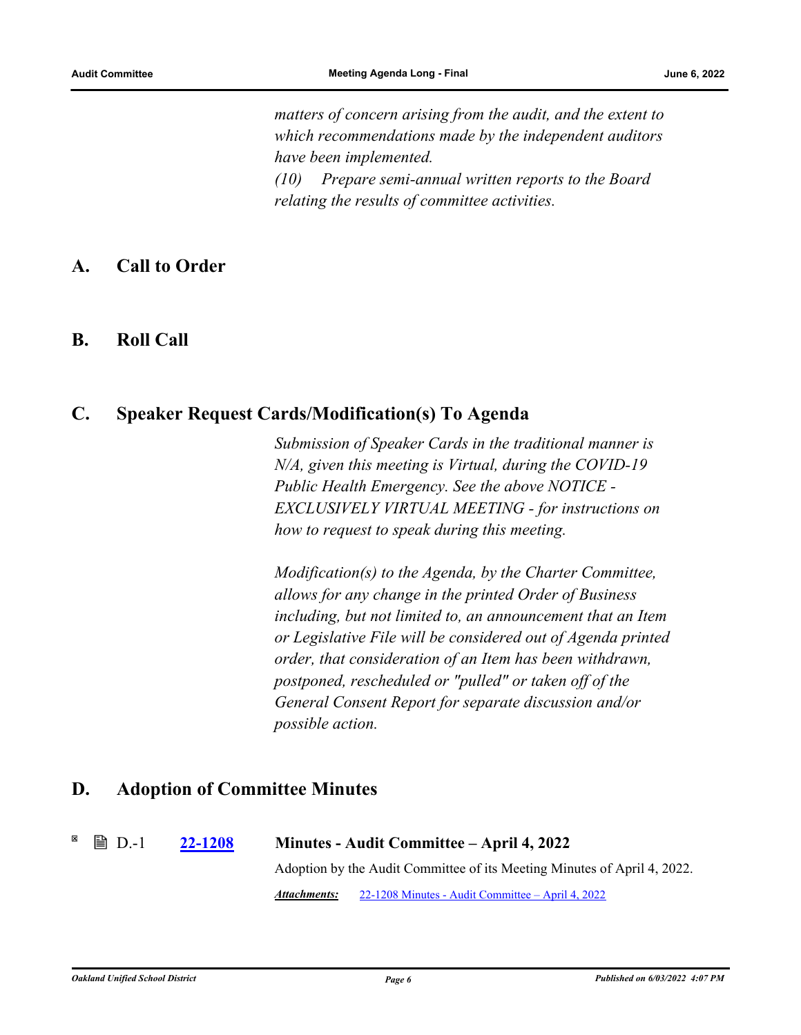*matters of concern arising from the audit, and the extent to which recommendations made by the independent auditors have been implemented.*

*(10) Prepare semi-annual written reports to the Board relating the results of committee activities.*

## A. Call to Order

## B. Roll Call

## C. Speaker Request Cards/Modification(s) To Agenda

*Submission of Speaker Cards in the traditional manner is N/A, given this meeting is Virtual, during the COVID-19 Public Health Emergency. See the above NOTICE - EXCLUSIVELY VIRTUAL MEETING - for instructions on how to request to speak during this meeting.*

*Modification(s) to the Agenda, by the Charter Committee, allows for any change in the printed Order of Business including, but not limited to, an announcement that an Item or Legislative File will be considered out of Agenda printed order, that consideration of an Item has been withdrawn, postponed, rescheduled or "pulled" or taken off of the General Consent Report for separate discussion and/or possible action.*

## D. Adoption of Committee Minutes

D.-1 **22-1208** **Minutes - Audit Committee – April 4, 2022**

Adoption by the Audit Committee of its Meeting Minutes of April 4, 2022.

***Attachments:*** 22-1208 Minutes - Audit Committee – April 4, 2022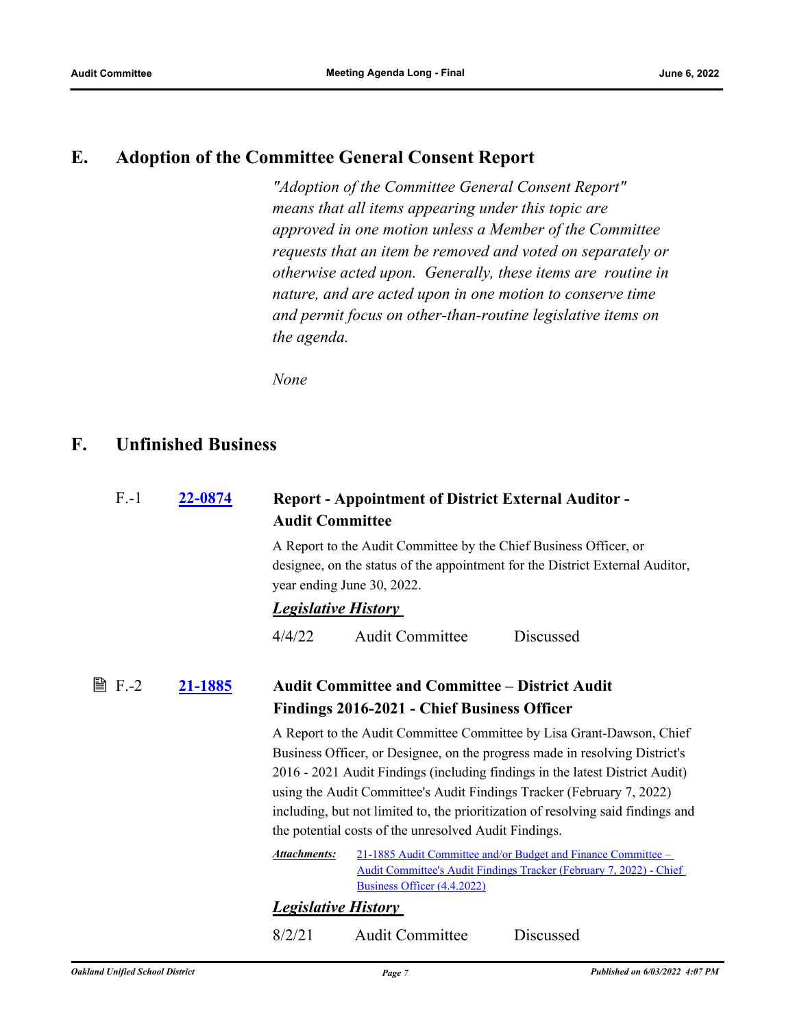## E. Adoption of the Committee General Consent Report

*"Adoption of the Committee General Consent Report" means that all items appearing under this topic are approved in one motion unless a Member of the Committee requests that an item be removed and voted on separately or otherwise acted upon. Generally, these items are routine in nature, and are acted upon in one motion to conserve time and permit focus on other-than-routine legislative items on the agenda.*

*None*

## F. Unfinished Business

F.-1 **[22-0874](22-0874)** **Report - Appointment of District External Auditor - Audit Committee**

A Report to the Audit Committee by the Chief Business Officer, or designee, on the status of the appointment for the District External Auditor, year ending June 30, 2022.

***Legislative History***

| | | |
|---|---|---|
| 4/4/22 | Audit Committee | Discussed |

F.-2 **[21-1885](21-1885)** **Audit Committee and Committee – District Audit Findings 2016-2021 - Chief Business Officer**

A Report to the Audit Committee Committee by Lisa Grant-Dawson, Chief Business Officer, or Designee, on the progress made in resolving District's 2016 - 2021 Audit Findings (including findings in the latest District Audit) using the Audit Committee's Audit Findings Tracker (February 7, 2022) including, but not limited to, the prioritization of resolving said findings and the potential costs of the unresolved Audit Findings.

***Attachments:*** 21-1885 Audit Committee and/or Budget and Finance Committee – Audit Committee's Audit Findings Tracker (February 7, 2022) - Chief Business Officer (4.4.2022)

***Legislative History***

| | | |
|---|---|---|
| 8/2/21 | Audit Committee | Discussed |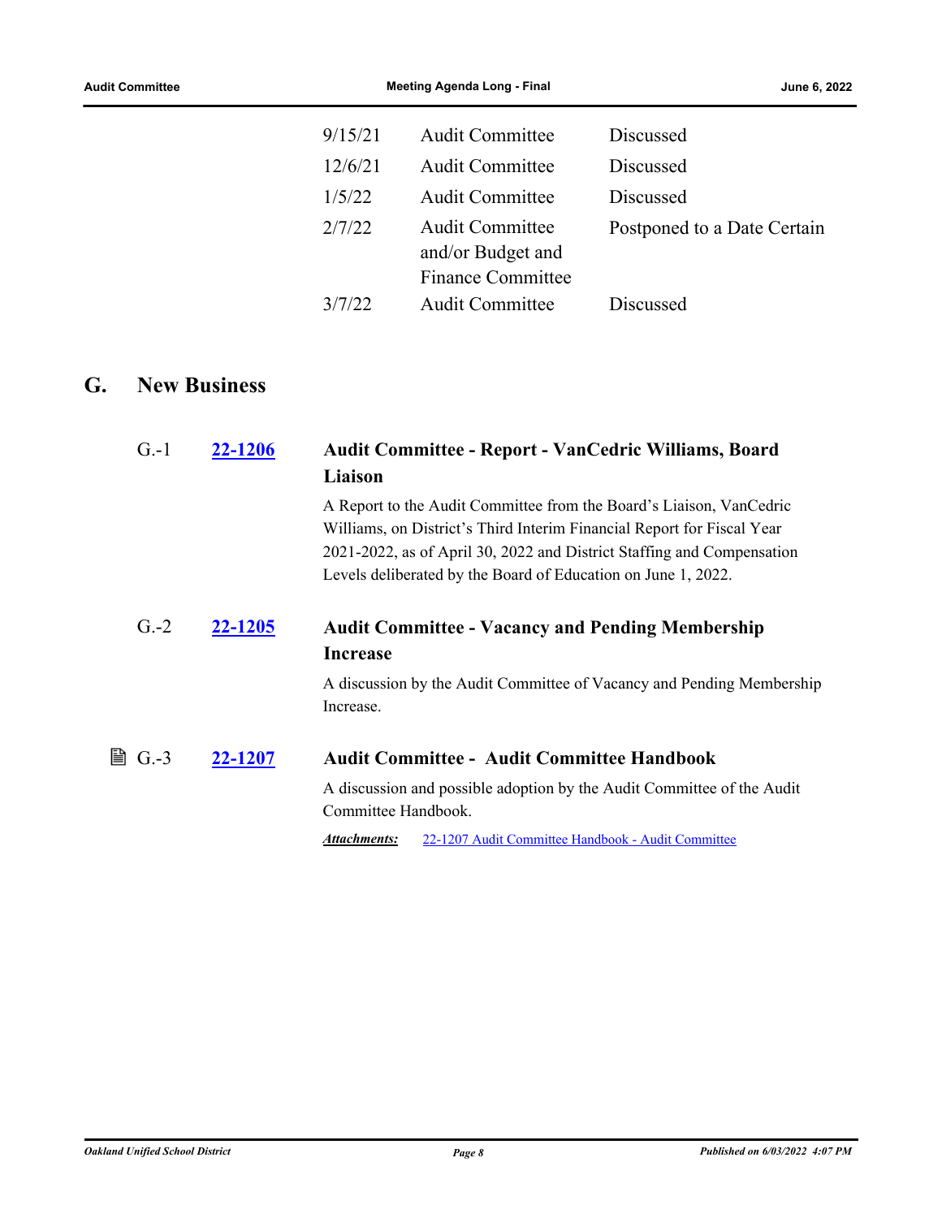| | | |
|---|---|---|
| 9/15/21 | Audit Committee | Discussed |
| 12/6/21 | Audit Committee | Discussed |
| 1/5/22 | Audit Committee | Discussed |
| 2/7/22 | Audit Committee and/or Budget and Finance Committee | Postponed to a Date Certain |
| 3/7/22 | Audit Committee | Discussed |

## G. New Business

**G.-1** **[22-1206](22-1206)** **Audit Committee - Report - VanCedric Williams, Board Liaison**

A Report to the Audit Committee from the Board's Liaison, VanCedric Williams, on District's Third Interim Financial Report for Fiscal Year 2021-2022, as of April 30, 2022 and District Staffing and Compensation Levels deliberated by the Board of Education on June 1, 2022.

**G.-2** **[22-1205](22-1205)** **Audit Committee - Vacancy and Pending Membership Increase**

A discussion by the Audit Committee of Vacancy and Pending Membership Increase.

**G.-3** **[22-1207](22-1207)** **Audit Committee - Audit Committee Handbook**

A discussion and possible adoption by the Audit Committee of the Audit Committee Handbook.

***Attachments:*** [22-1207 Audit Committee Handbook - Audit Committee](22-1207 Audit Committee Handbook - Audit Committee)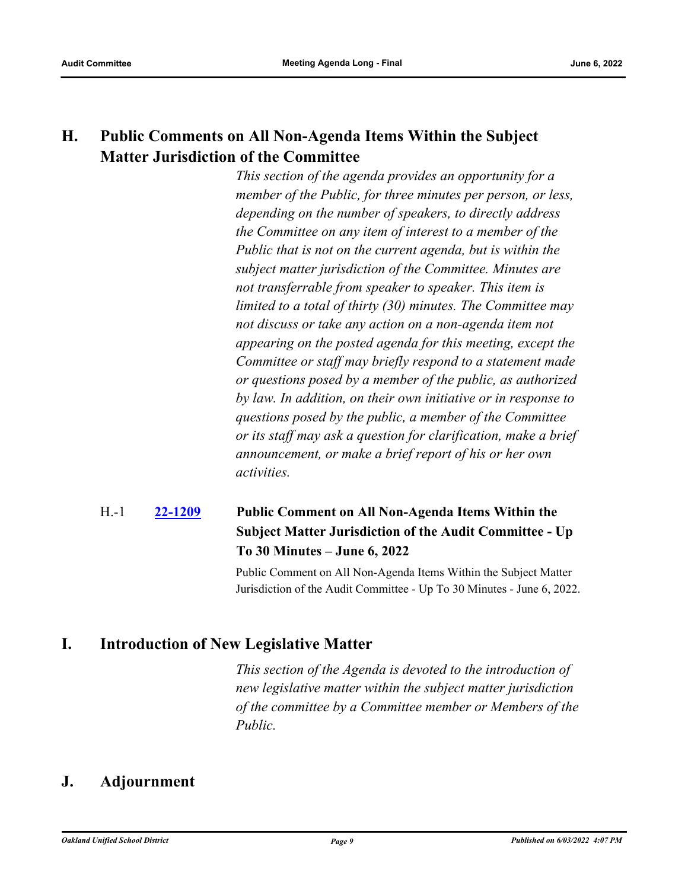## H. Public Comments on All Non-Agenda Items Within the Subject Matter Jurisdiction of the Committee

*This section of the agenda provides an opportunity for a member of the Public, for three minutes per person, or less, depending on the number of speakers, to directly address the Committee on any item of interest to a member of the Public that is not on the current agenda, but is within the subject matter jurisdiction of the Committee. Minutes are not transferrable from speaker to speaker. This item is limited to a total of thirty (30) minutes. The Committee may not discuss or take any action on a non-agenda item not appearing on the posted agenda for this meeting, except the Committee or staff may briefly respond to a statement made or questions posed by a member of the public, as authorized by law. In addition, on their own initiative or in response to questions posed by the public, a member of the Committee or its staff may ask a question for clarification, make a brief announcement, or make a brief report of his or her own activities.*

H.-1 **22-1209** **Public Comment on All Non-Agenda Items Within the Subject Matter Jurisdiction of the Audit Committee - Up To 30 Minutes – June 6, 2022**

Public Comment on All Non-Agenda Items Within the Subject Matter Jurisdiction of the Audit Committee - Up To 30 Minutes - June 6, 2022.

## I. Introduction of New Legislative Matter

*This section of the Agenda is devoted to the introduction of new legislative matter within the subject matter jurisdiction of the committee by a Committee member or Members of the Public.*

## J. Adjournment